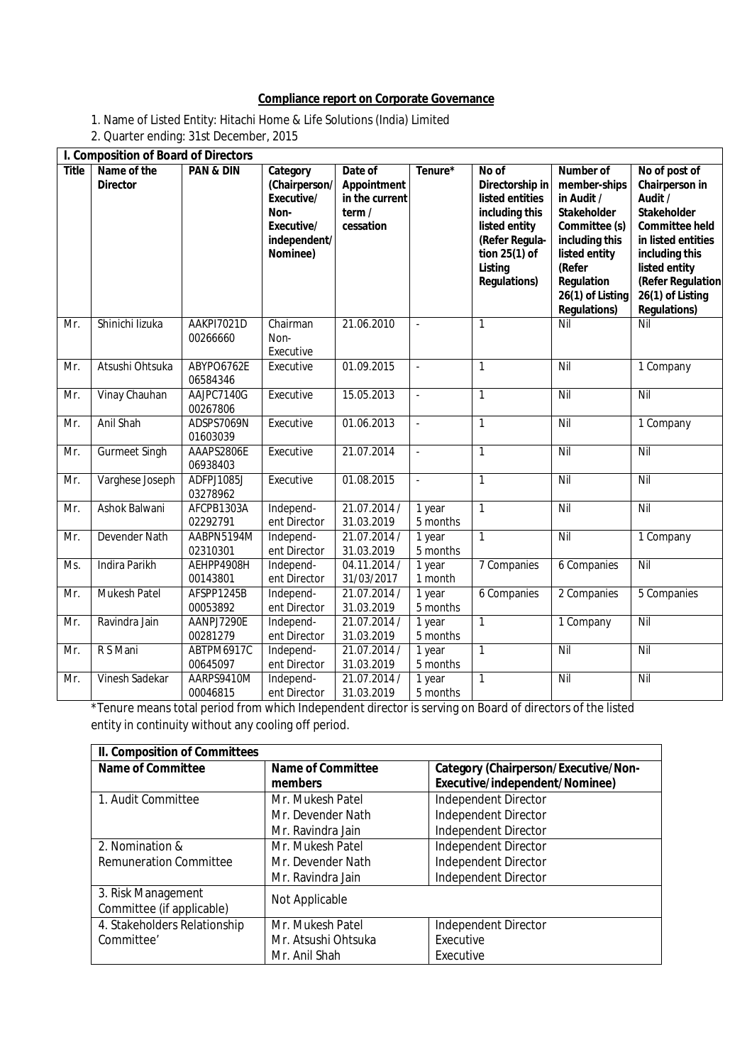**Compliance report on Corporate Governance**

1. Name of Listed Entity: Hitachi Home & Life Solutions (India) Limited
2. Quarter ending: 31st December, 2015

| I. Composition of Board of Directors | | | | | | | | |
|---|---|---|---|---|---|---|---|---|
| **Title** | **Name of the Director** | **PAN & DIN** | **Category (Chairperson/ Executive/ Non-Executive/ independent/ Nominee)** | **Date of Appointment in the current term / cessation** | **Tenure*** | **No of Directorship in listed entities including this listed entity (Refer Regulation 25(1) of Listing Regulations)** | **Number of member-ships in Audit / Stakeholder Committee (s) including this listed entity (Refer Regulation 26(1) of Listing Regulations)** | **No of post of Chairperson in Audit / Stakeholder Committee held in listed entities including this listed entity (Refer Regulation 26(1) of Listing Regulations)** |
| Mr. | Shinichi Iizuka | AAKPI7021D 00266660 | Chairman Non-Executive | 21.06.2010 | - | 1 | Nil | Nil |
| Mr. | Atsushi Ohtsuka | ABYPO6762E 06584346 | Executive | 01.09.2015 | - | 1 | Nil | 1 Company |
| Mr. | Vinay Chauhan | AAJPC7140G 00267806 | Executive | 15.05.2013 | - | 1 | Nil | Nil |
| Mr. | Anil Shah | ADSPS7069N 01603039 | Executive | 01.06.2013 | - | 1 | Nil | 1 Company |
| Mr. | Gurmeet Singh | AAAPS2806E 06938403 | Executive | 21.07.2014 | - | 1 | Nil | Nil |
| Mr. | Varghese Joseph | ADFPJ1085J 03278962 | Executive | 01.08.2015 | - | 1 | Nil | Nil |
| Mr. | Ashok Balwani | AFCPB1303A 02292791 | Independent Director | 21.07.2014 / 31.03.2019 | 1 year 5 months | 1 | Nil | Nil |
| Mr. | Devender Nath | AABPN5194M 02310301 | Independent Director | 21.07.2014 / 31.03.2019 | 1 year 5 months | 1 | Nil | 1 Company |
| Ms. | Indira Parikh | AEHPP4908H 00143801 | Independent Director | 04.11.2014 / 31/03/2017 | 1 year 1 month | 7 Companies | 6 Companies | Nil |
| Mr. | Mukesh Patel | AFSPP1245B 00053892 | Independent Director | 21.07.2014 / 31.03.2019 | 1 year 5 months | 6 Companies | 2 Companies | 5 Companies |
| Mr. | Ravindra Jain | AANPJ7290E 00281279 | Independent Director | 21.07.2014 / 31.03.2019 | 1 year 5 months | 1 | 1 Company | Nil |
| Mr. | R S Mani | ABTPM6917C 00645097 | Independent Director | 21.07.2014 / 31.03.2019 | 1 year 5 months | 1 | Nil | Nil |
| Mr. | Vinesh Sadekar | AARPS9410M 00046815 | Independent Director | 21.07.2014 / 31.03.2019 | 1 year 5 months | 1 | Nil | Nil |

*Tenure means total period from which Independent director is serving on Board of directors of the listed entity in continuity without any cooling off period.

| II. Composition of Committees | | |
|---|---|---|
| **Name of Committee** | **Name of Committee members** | **Category (Chairperson/Executive/Non-Executive/independent/Nominee)** |
| 1. Audit Committee | Mr. Mukesh Patel | Independent Director |
| | Mr. Devender Nath | Independent Director |
| | Mr. Ravindra Jain | Independent Director |
| 2. Nomination & Remuneration Committee | Mr. Mukesh Patel | Independent Director |
| | Mr. Devender Nath | Independent Director |
| | Mr. Ravindra Jain | Independent Director |
| 3. Risk Management Committee (if applicable) | Not Applicable | |
| 4. Stakeholders Relationship Committee' | Mr. Mukesh Patel | Independent Director |
| | Mr. Atsushi Ohtsuka | Executive |
| | Mr. Anil Shah | Executive |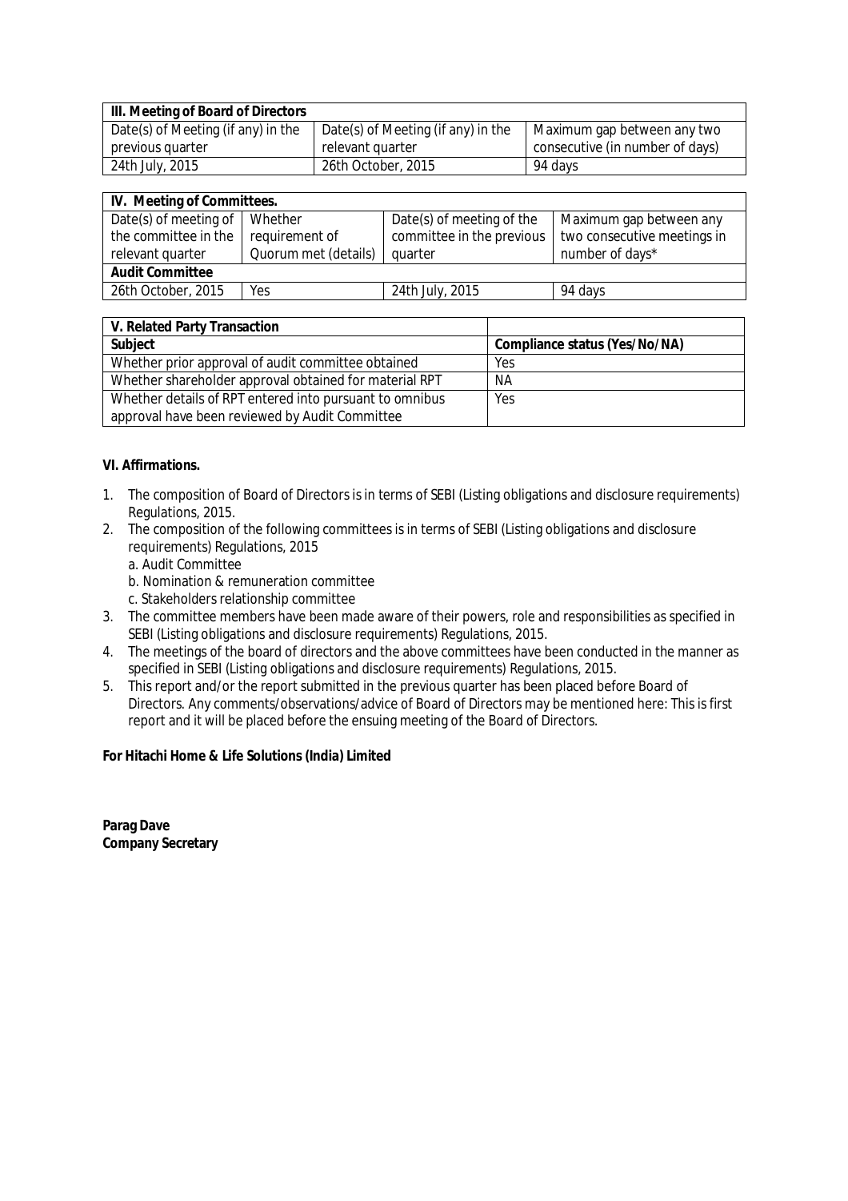| III. Meeting of Board of Directors | | |
|---|---|---|
| Date(s) of Meeting (if any) in the previous quarter | Date(s) of Meeting (if any) in the relevant quarter | Maximum gap between any two consecutive (in number of days) |
| 24th July, 2015 | 26th October, 2015 | 94 days |

| IV. Meeting of Committees. | | | |
|---|---|---|---|
| Date(s) of meeting of the committee in the relevant quarter | Whether requirement of Quorum met (details) | Date(s) of meeting of the committee in the previous quarter | Maximum gap between any two consecutive meetings in number of days* |
| **Audit Committee** | | | |
| 26th October, 2015 | Yes | 24th July, 2015 | 94 days |

| V. Related Party Transaction | |
|---|---|
| **Subject** | **Compliance status (Yes/No/NA)** |
| Whether prior approval of audit committee obtained | Yes |
| Whether shareholder approval obtained for material RPT | NA |
| Whether details of RPT entered into pursuant to omnibus approval have been reviewed by Audit Committee | Yes |

**VI. Affirmations.**

1. The composition of Board of Directors is in terms of SEBI (Listing obligations and disclosure requirements) Regulations, 2015.
2. The composition of the following committees is in terms of SEBI (Listing obligations and disclosure requirements) Regulations, 2015
   a. Audit Committee
   b. Nomination & remuneration committee
   c. Stakeholders relationship committee
3. The committee members have been made aware of their powers, role and responsibilities as specified in SEBI (Listing obligations and disclosure requirements) Regulations, 2015.
4. The meetings of the board of directors and the above committees have been conducted in the manner as specified in SEBI (Listing obligations and disclosure requirements) Regulations, 2015.
5. This report and/or the report submitted in the previous quarter has been placed before Board of Directors. Any comments/observations/advice of Board of Directors may be mentioned here: This is first report and it will be placed before the ensuing meeting of the Board of Directors.

**For Hitachi Home & Life Solutions (India) Limited**

**Parag Dave**
**Company Secretary**